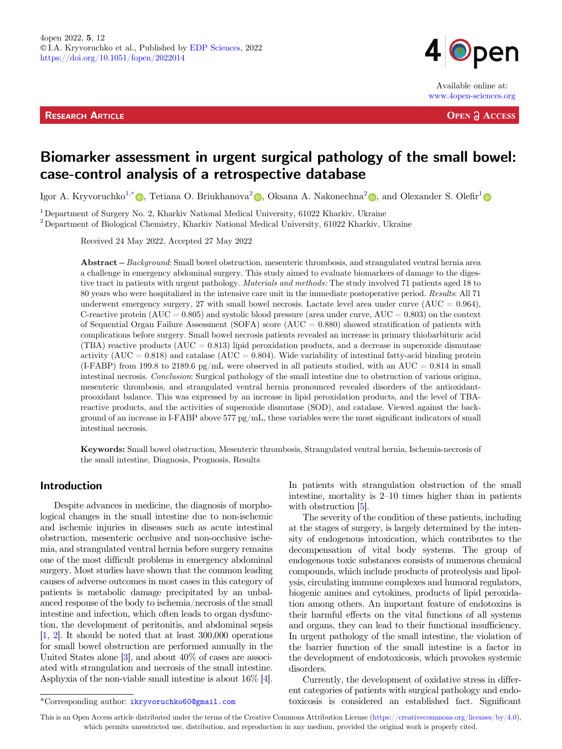4open 2022, **5**, 12
©I.A. Kryvoruchko et al., Published by EDP Sciences, 2022
https://doi.org/10.1051/fopen/2022014

Available online at:
www.4open-sciences.org

**Research Article** **Open Access**

# Biomarker assessment in urgent surgical pathology of the small bowel: case-control analysis of a retrospective database

Igor A. Kryvoruchko[1,*], Tetiana O. Briukhanova[2], Oksana A. Nakonechna[2], and Olexander S. Olefir[1]

[1] Department of Surgery No. 2, Kharkiv National Medical University, 61022 Kharkiv, Ukraine
[2] Department of Biological Chemistry, Kharkiv National Medical University, 61022 Kharkiv, Ukraine

Received 24 May 2022, Accepted 27 May 2022

**Abstract** – *Background*: Small bowel obstruction, mesenteric thrombosis, and strangulated ventral hernia area a challenge in emergency abdominal surgery. This study aimed to evaluate biomarkers of damage to the digestive tract in patients with urgent pathology. *Materials and methods:* The study involved 71 patients aged 18 to 80 years who were hospitalized in the intensive care unit in the immediate postoperative period. *Results*: All 71 underwent emergency surgery, 27 with small bowel necrosis. Lactate level area under curve (AUC = 0.964), C-reactive protein (AUC = 0.805) and systolic blood pressure (area under curve, AUC = 0.803) on the context of Sequential Organ Failure Assessment (SOFA) score (AUC = 0.880) showed stratification of patients with complications before surgery. Small bowel necrosis patients revealed an increase in primary thiobarbituric acid (TBA) reactive products (AUC = 0.813) lipid peroxidation products, and a decrease in superoxide dismutase activity (AUC = 0.818) and catalase (AUC = 0.804). Wide variability of intestinal fatty-acid binding protein (I-FABP) from 199.8 to 2189.6 pg/mL were observed in all patients studied, with an AUC = 0.814 in small intestinal necrosis. *Conclusion*: Surgical pathology of the small intestine due to obstruction of various origina, mesenteric thrombosis, and strangulated ventral hernia pronounced revealed disorders of the antioxidant-prooxidant balance. This was expressed by an increase in lipid peroxidation products, and the level of TBA-reactive products, and the activities of superoxide dismutase (SOD), and catalase. Viewed against the background of an increase in I-FABP above 577 pg/mL, these variables were the most significant indicators of small intestinal necrosis.

**Keywords:** Small bowel obstruction, Mesenteric thrombosis, Strangulated ventral hernia, Ischemia-necrosis of the small intestine, Diagnosis, Prognosis, Results

## Introduction

Despite advances in medicine, the diagnosis of morphological changes in the small intestine due to non-ischemic and ischemic injuries in diseases such as acute intestinal obstruction, mesenteric occlusive and non-occlusive ischemia, and strangulated ventral hernia before surgery remains one of the most difficult problems in emergency abdominal surgery. Most studies have shown that the common leading causes of adverse outcomes in most cases in this category of patients is metabolic damage precipitated by an unbalanced response of the body to ischemia/necrosis of the small intestine and infection, which often leads to organ dysfunction, the development of peritonitis, and abdominal sepsis [1, 2]. It should be noted that at least 300,000 operations for small bowel obstruction are performed annually in the United States alone [3], and about 40% of cases are associated with strangulation and necrosis of the small intestine. Asphyxia of the non-viable small intestine is about 16% [4]. In patients with strangulation obstruction of the small intestine, mortality is 2–10 times higher than in patients with obstruction [5].

The severity of the condition of these patients, including at the stages of surgery, is largely determined by the intensity of endogenous intoxication, which contributes to the decompensation of vital body systems. The group of endogenous toxic substances consists of numerous chemical compounds, which include products of proteolysis and lipolysis, circulating immune complexes and humoral regulators, biogenic amines and cytokines, products of lipid peroxidation among others. An important feature of endotoxins is their harmful effects on the vital functions of all systems and organs, they can lead to their functional insufficiency. In urgent pathology of the small intestine, the violation of the barrier function of the small intestine is a factor in the development of endotoxicosis, which provokes systemic disorders.

Currently, the development of oxidative stress in different categories of patients with surgical pathology and endotoxicosis is considered an established fact. Significant

*Corresponding author: ikryvoruchko60@gmail.com

This is an Open Access article distributed under the terms of the Creative Commons Attribution License (https://creativecommons.org/licenses/by/4.0), which permits unrestricted use, distribution, and reproduction in any medium, provided the original work is properly cited.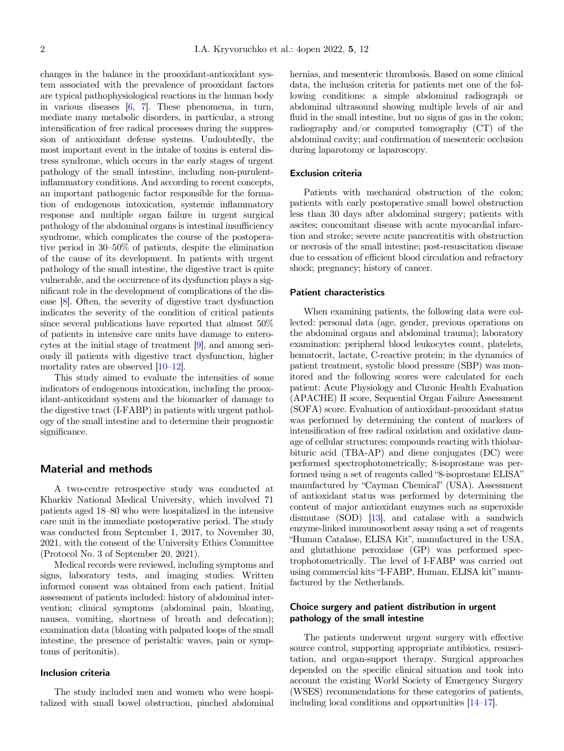changes in the balance in the prooxidant-antioxidant system associated with the prevalence of prooxidant factors are typical pathophysiological reactions in the human body in various diseases [6, 7]. These phenomena, in turn, mediate many metabolic disorders, in particular, a strong intensification of free radical processes during the suppression of antioxidant defense systems. Undoubtedly, the most important event in the intake of toxins is enteral distress syndrome, which occurs in the early stages of urgent pathology of the small intestine, including non-purulent-inflammatory conditions. And according to recent concepts, an important pathogenic factor responsible for the formation of endogenous intoxication, systemic inflammatory response and multiple organ failure in urgent surgical pathology of the abdominal organs is intestinal insufficiency syndrome, which complicates the course of the postoperative period in 30–50% of patients, despite the elimination of the cause of its development. In patients with urgent pathology of the small intestine, the digestive tract is quite vulnerable, and the occurrence of its dysfunction plays a significant role in the development of complications of the disease [8]. Often, the severity of digestive tract dysfunction indicates the severity of the condition of critical patients since several publications have reported that almost 50% of patients in intensive care units have damage to enterocytes at the initial stage of treatment [9], and among seriously ill patients with digestive tract dysfunction, higher mortality rates are observed [10–12].

This study aimed to evaluate the intensities of some indicators of endogenous intoxication, including the prooxidant-antioxidant system and the biomarker of damage to the digestive tract (I-FABP) in patients with urgent pathology of the small intestine and to determine their prognostic significance.

## Material and methods

A two-centre retrospective study was conducted at Kharkiv National Medical University, which involved 71 patients aged 18–80 who were hospitalized in the intensive care unit in the immediate postoperative period. The study was conducted from September 1, 2017, to November 30, 2021, with the consent of the University Ethics Committee (Protocol No. 3 of September 20, 2021).

Medical records were reviewed, including symptoms and signs, laboratory tests, and imaging studies. Written informed consent was obtained from each patient. Initial assessment of patients included: history of abdominal intervention; clinical symptoms (abdominal pain, bloating, nausea, vomiting, shortness of breath and defecation); examination data (bloating with palpated loops of the small intestine, the presence of peristaltic waves, pain or symptoms of peritonitis).

### Inclusion criteria

The study included men and women who were hospitalized with small bowel obstruction, pinched abdominal hernias, and mesenteric thrombosis. Based on some clinical data, the inclusion criteria for patients met one of the following conditions: a simple abdominal radiograph or abdominal ultrasound showing multiple levels of air and fluid in the small intestine, but no signs of gas in the colon; radiography and/or computed tomography (CT) of the abdominal cavity; and confirmation of mesenteric occlusion during laparotomy or laparoscopy.

### Exclusion criteria

Patients with mechanical obstruction of the colon; patients with early postoperative small bowel obstruction less than 30 days after abdominal surgery; patients with ascites; concomitant disease with acute myocardial infarction and stroke; severe acute pancreatitis with obstruction or necrosis of the small intestine; post-resuscitation disease due to cessation of efficient blood circulation and refractory shock; pregnancy; history of cancer.

### Patient characteristics

When examining patients, the following data were collected: personal data (age, gender, previous operations on the abdominal organs and abdominal trauma); laboratory examination: peripheral blood leukocytes count, platelets, hematocrit, lactate, C-reactive protein; in the dynamics of patient treatment, systolic blood pressure (SBP) was monitored and the following scores were calculated for each patient: Acute Physiology and Chronic Health Evaluation (APACHE) II score, Sequential Organ Failure Assessment (SOFA) score. Evaluation of antioxidant-prooxidant status was performed by determining the content of markers of intensification of free radical oxidation and oxidative damage of cellular structures: compounds reacting with thiobarbituric acid (TBA-AP) and diene conjugates (DC) were performed spectrophotometrically; 8-isoprostane was performed using a set of reagents called "8-isoprostane ELISA" manufactured by "Cayman Chemical" (USA). Assessment of antioxidant status was performed by determining the content of major antioxidant enzymes such as superoxide dismutase (SOD) [13], and catalase with a sandwich enzyme-linked immunosorbent assay using a set of reagents "Human Catalase, ELISA Kit", manufactured in the USA, and glutathione peroxidase (GP) was performed spectrophotometrically. The level of I-FABP was carried out using commercial kits "I-FABP, Human, ELISA kit" manufactured by the Netherlands.

### Choice surgery and patient distribution in urgent pathology of the small intestine

The patients underwent urgent surgery with effective source control, supporting appropriate antibiotics, resuscitation, and organ-support therapy. Surgical approaches depended on the specific clinical situation and took into account the existing World Society of Emergency Surgery (WSES) recommendations for these categories of patients, including local conditions and opportunities [14–17].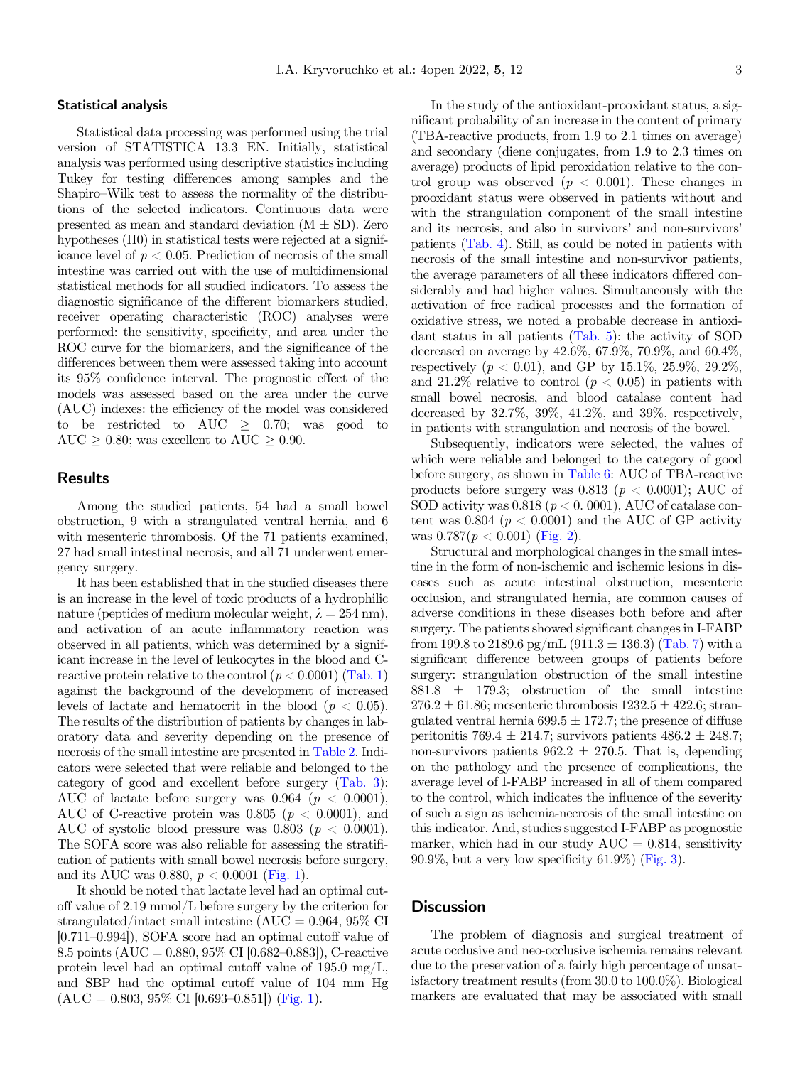### Statistical analysis

Statistical data processing was performed using the trial version of STATISTICA 13.3 EN. Initially, statistical analysis was performed using descriptive statistics including Tukey for testing differences among samples and the Shapiro–Wilk test to assess the normality of the distributions of the selected indicators. Continuous data were presented as mean and standard deviation (M ± SD). Zero hypotheses (H0) in statistical tests were rejected at a significance level of $p < 0.05$. Prediction of necrosis of the small intestine was carried out with the use of multidimensional statistical methods for all studied indicators. To assess the diagnostic significance of the different biomarkers studied, receiver operating characteristic (ROC) analyses were performed: the sensitivity, specificity, and area under the ROC curve for the biomarkers, and the significance of the differences between them were assessed taking into account its 95% confidence interval. The prognostic effect of the models was assessed based on the area under the curve (AUC) indexes: the efficiency of the model was considered to be restricted to AUC $\geq$ 0.70; was good to AUC $\geq$ 0.80; was excellent to AUC $\geq$ 0.90.

## Results

Among the studied patients, 54 had a small bowel obstruction, 9 with a strangulated ventral hernia, and 6 with mesenteric thrombosis. Of the 71 patients examined, 27 had small intestinal necrosis, and all 71 underwent emergency surgery.

It has been established that in the studied diseases there is an increase in the level of toxic products of a hydrophilic nature (peptides of medium molecular weight, $\lambda = 254$ nm), and activation of an acute inflammatory reaction was observed in all patients, which was determined by a significant increase in the level of leukocytes in the blood and C-reactive protein relative to the control ($p < 0.0001$) (Tab. 1) against the background of the development of increased levels of lactate and hematocrit in the blood ($p < 0.05$). The results of the distribution of patients by changes in laboratory data and severity depending on the presence of necrosis of the small intestine are presented in Table 2. Indicators were selected that were reliable and belonged to the category of good and excellent before surgery (Tab. 3): AUC of lactate before surgery was 0.964 ($p < 0.0001$), AUC of C-reactive protein was 0.805 ($p < 0.0001$), and AUC of systolic blood pressure was 0.803 ($p < 0.0001$). The SOFA score was also reliable for assessing the stratification of patients with small bowel necrosis before surgery, and its AUC was 0.880, $p < 0.0001$ (Fig. 1).

It should be noted that lactate level had an optimal cutoff value of 2.19 mmol/L before surgery by the criterion for strangulated/intact small intestine (AUC = 0.964, 95% CI [0.711–0.994]), SOFA score had an optimal cutoff value of 8.5 points (AUC = 0.880, 95% CI [0.682–0.883]), C-reactive protein level had an optimal cutoff value of 195.0 mg/L, and SBP had the optimal cutoff value of 104 mm Hg (AUC = 0.803, 95% CI [0.693–0.851]) (Fig. 1).

In the study of the antioxidant-prooxidant status, a significant probability of an increase in the content of primary (TBA-reactive products, from 1.9 to 2.1 times on average) and secondary (diene conjugates, from 1.9 to 2.3 times on average) products of lipid peroxidation relative to the control group was observed ($p < 0.001$). These changes in prooxidant status were observed in patients without and with the strangulation component of the small intestine and its necrosis, and also in survivors' and non-survivors' patients (Tab. 4). Still, as could be noted in patients with necrosis of the small intestine and non-survivor patients, the average parameters of all these indicators differed considerably and had higher values. Simultaneously with the activation of free radical processes and the formation of oxidative stress, we noted a probable decrease in antioxidant status in all patients (Tab. 5): the activity of SOD decreased on average by 42.6%, 67.9%, 70.9%, and 60.4%, respectively ($p < 0.01$), and GP by 15.1%, 25.9%, 29.2%, and 21.2% relative to control ($p < 0.05$) in patients with small bowel necrosis, and blood catalase content had decreased by 32.7%, 39%, 41.2%, and 39%, respectively, in patients with strangulation and necrosis of the bowel.

Subsequently, indicators were selected, the values of which were reliable and belonged to the category of good before surgery, as shown in Table 6: AUC of TBA-reactive products before surgery was 0.813 ($p < 0.0001$); AUC of SOD activity was 0.818 ($p < 0.0001$), AUC of catalase content was 0.804 ($p < 0.0001$) and the AUC of GP activity was 0.787($p < 0.001$) (Fig. 2).

Structural and morphological changes in the small intestine in the form of non-ischemic and ischemic lesions in diseases such as acute intestinal obstruction, mesenteric occlusion, and strangulated hernia, are common causes of adverse conditions in these diseases both before and after surgery. The patients showed significant changes in I-FABP from 199.8 to 2189.6 pg/mL (911.3 ± 136.3) (Tab. 7) with a significant difference between groups of patients before surgery: strangulation obstruction of the small intestine 881.8 ± 179.3; obstruction of the small intestine 276.2 ± 61.86; mesenteric thrombosis 1232.5 ± 422.6; strangulated ventral hernia 699.5 ± 172.7; the presence of diffuse peritonitis 769.4 ± 214.7; survivors patients 486.2 ± 248.7; non-survivors patients 962.2 ± 270.5. That is, depending on the pathology and the presence of complications, the average level of I-FABP increased in all of them compared to the control, which indicates the influence of the severity of such a sign as ischemia-necrosis of the small intestine on this indicator. And, studies suggested I-FABP as prognostic marker, which had in our study AUC = 0.814, sensitivity 90.9%, but a very low specificity 61.9%) (Fig. 3).

## Discussion

The problem of diagnosis and surgical treatment of acute occlusive and neo-occlusive ischemia remains relevant due to the preservation of a fairly high percentage of unsatisfactory treatment results (from 30.0 to 100.0%). Biological markers are evaluated that may be associated with small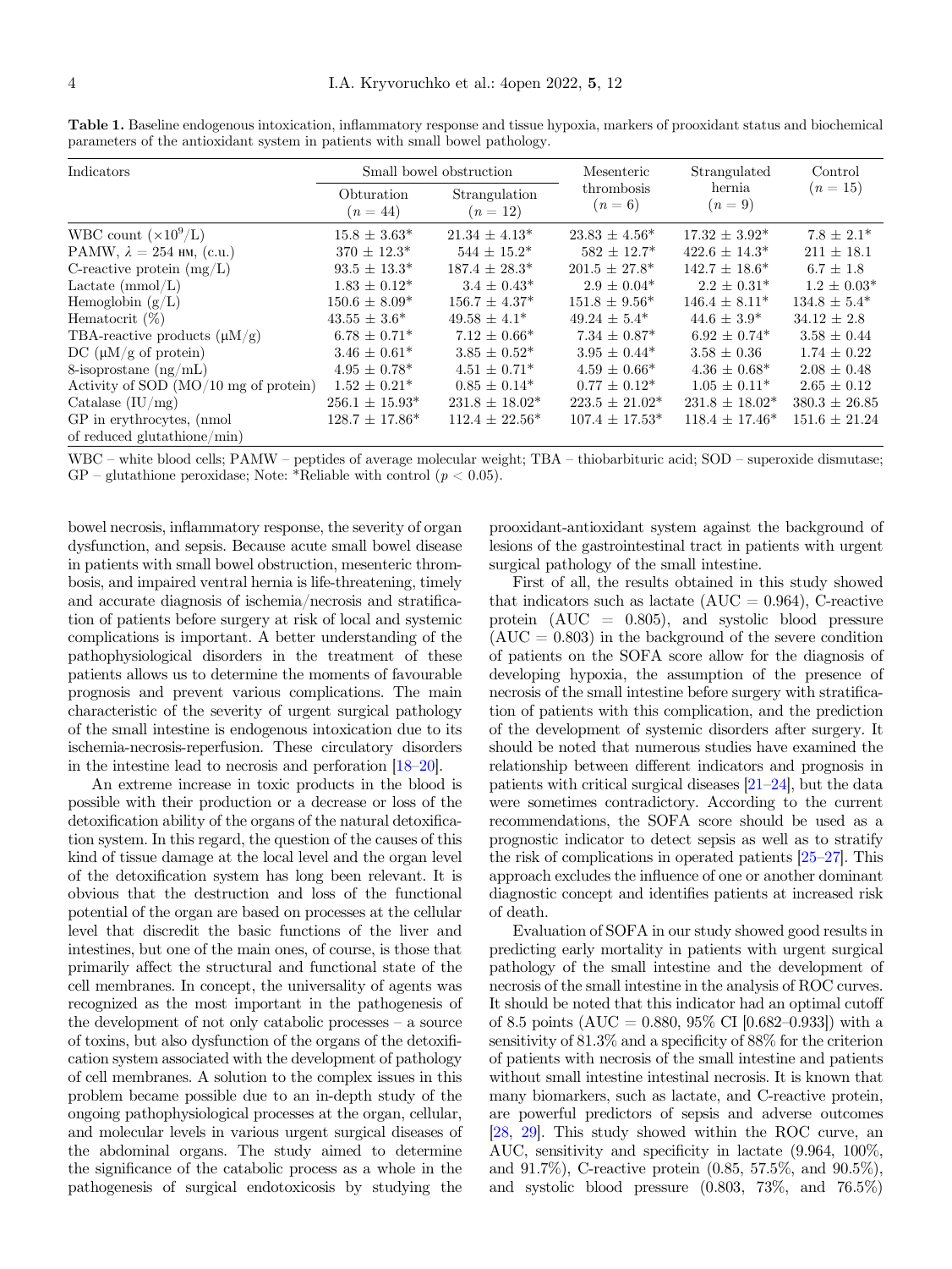**Table 1.** Baseline endogenous intoxication, inflammatory response and tissue hypoxia, markers of prooxidant status and biochemical parameters of the antioxidant system in patients with small bowel pathology.

| Indicators | Small bowel obstruction | | Mesenteric thrombosis ($n = 6$) | Strangulated hernia ($n = 9$) | Control ($n = 15$) |
|---|---|---|---|---|---|
| | Obturation ($n = 44$) | Strangulation ($n = 12$) | | | |
| WBC count ($\times 10^9$/L) | 15.8 ± 3.63* | 21.34 ± 4.13* | 23.83 ± 4.56* | 17.32 ± 3.92* | 7.8 ± 2.1* |
| PAMW, $\lambda = 254$ нм, (c.u.) | 370 ± 12.3* | 544 ± 15.2* | 582 ± 12.7* | 422.6 ± 14.3* | 211 ± 18.1 |
| C-reactive protein (mg/L) | 93.5 ± 13.3* | 187.4 ± 28.3* | 201.5 ± 27.8* | 142.7 ± 18.6* | 6.7 ± 1.8 |
| Lactate (mmol/L) | 1.83 ± 0.12* | 3.4 ± 0.43* | 2.9 ± 0.04* | 2.2 ± 0.31* | 1.2 ± 0.03* |
| Hemoglobin (g/L) | 150.6 ± 8.09* | 156.7 ± 4.37* | 151.8 ± 9.56* | 146.4 ± 8.11* | 134.8 ± 5.4* |
| Hematocrit (%) | 43.55 ± 3.6* | 49.58 ± 4.1* | 49.24 ± 5.4* | 44.6 ± 3.9* | 34.12 ± 2.8 |
| TBA-reactive products (μM/g) | 6.78 ± 0.71* | 7.12 ± 0.66* | 7.34 ± 0.87* | 6.92 ± 0.74* | 3.58 ± 0.44 |
| DC (μM/g of protein) | 3.46 ± 0.61* | 3.85 ± 0.52* | 3.95 ± 0.44* | 3.58 ± 0.36 | 1.74 ± 0.22 |
| 8-isoprostane (ng/mL) | 4.95 ± 0.78* | 4.51 ± 0.71* | 4.59 ± 0.66* | 4.36 ± 0.68* | 2.08 ± 0.48 |
| Activity of SOD (MO/10 mg of protein) | 1.52 ± 0.21* | 0.85 ± 0.14* | 0.77 ± 0.12* | 1.05 ± 0.11* | 2.65 ± 0.12 |
| Catalase (IU/mg) | 256.1 ± 15.93* | 231.8 ± 18.02* | 223.5 ± 21.02* | 231.8 ± 18.02* | 380.3 ± 26.85 |
| GP in erythrocytes, (nmol of reduced glutathione/min) | 128.7 ± 17.86* | 112.4 ± 22.56* | 107.4 ± 17.53* | 118.4 ± 17.46* | 151.6 ± 21.24 |

WBC – white blood cells; PAMW – peptides of average molecular weight; TBA – thiobarbituric acid; SOD – superoxide dismutase; GP – glutathione peroxidase; Note: *Reliable with control ($p < 0.05$).

bowel necrosis, inflammatory response, the severity of organ dysfunction, and sepsis. Because acute small bowel disease in patients with small bowel obstruction, mesenteric thrombosis, and impaired ventral hernia is life-threatening, timely and accurate diagnosis of ischemia/necrosis and stratification of patients before surgery at risk of local and systemic complications is important. A better understanding of the pathophysiological disorders in the treatment of these patients allows us to determine the moments of favourable prognosis and prevent various complications. The main characteristic of the severity of urgent surgical pathology of the small intestine is endogenous intoxication due to its ischemia-necrosis-reperfusion. These circulatory disorders in the intestine lead to necrosis and perforation [18–20].

An extreme increase in toxic products in the blood is possible with their production or a decrease or loss of the detoxification ability of the organs of the natural detoxification system. In this regard, the question of the causes of this kind of tissue damage at the local level and the organ level of the detoxification system has long been relevant. It is obvious that the destruction and loss of the functional potential of the organ are based on processes at the cellular level that discredit the basic functions of the liver and intestines, but one of the main ones, of course, is those that primarily affect the structural and functional state of the cell membranes. In concept, the universality of agents was recognized as the most important in the pathogenesis of the development of not only catabolic processes – a source of toxins, but also dysfunction of the organs of the detoxification system associated with the development of pathology of cell membranes. A solution to the complex issues in this problem became possible due to an in-depth study of the ongoing pathophysiological processes at the organ, cellular, and molecular levels in various urgent surgical diseases of the abdominal organs. The study aimed to determine the significance of the catabolic process as a whole in the pathogenesis of surgical endotoxicosis by studying the prooxidant-antioxidant system against the background of lesions of the gastrointestinal tract in patients with urgent surgical pathology of the small intestine.

First of all, the results obtained in this study showed that indicators such as lactate (AUC = 0.964), C-reactive protein (AUC = 0.805), and systolic blood pressure (AUC = 0.803) in the background of the severe condition of patients on the SOFA score allow for the diagnosis of developing hypoxia, the assumption of the presence of necrosis of the small intestine before surgery with stratification of patients with this complication, and the prediction of the development of systemic disorders after surgery. It should be noted that numerous studies have examined the relationship between different indicators and prognosis in patients with critical surgical diseases [21–24], but the data were sometimes contradictory. According to the current recommendations, the SOFA score should be used as a prognostic indicator to detect sepsis as well as to stratify the risk of complications in operated patients [25–27]. This approach excludes the influence of one or another dominant diagnostic concept and identifies patients at increased risk of death.

Evaluation of SOFA in our study showed good results in predicting early mortality in patients with urgent surgical pathology of the small intestine and the development of necrosis of the small intestine in the analysis of ROC curves. It should be noted that this indicator had an optimal cutoff of 8.5 points (AUC = 0.880, 95% CI [0.682–0.933]) with a sensitivity of 81.3% and a specificity of 88% for the criterion of patients with necrosis of the small intestine and patients without small intestine intestinal necrosis. It is known that many biomarkers, such as lactate, and C-reactive protein, are powerful predictors of sepsis and adverse outcomes [28, 29]. This study showed within the ROC curve, an AUC, sensitivity and specificity in lactate (9.964, 100%, and 91.7%), C-reactive protein (0.85, 57.5%, and 90.5%), and systolic blood pressure (0.803, 73%, and 76.5%)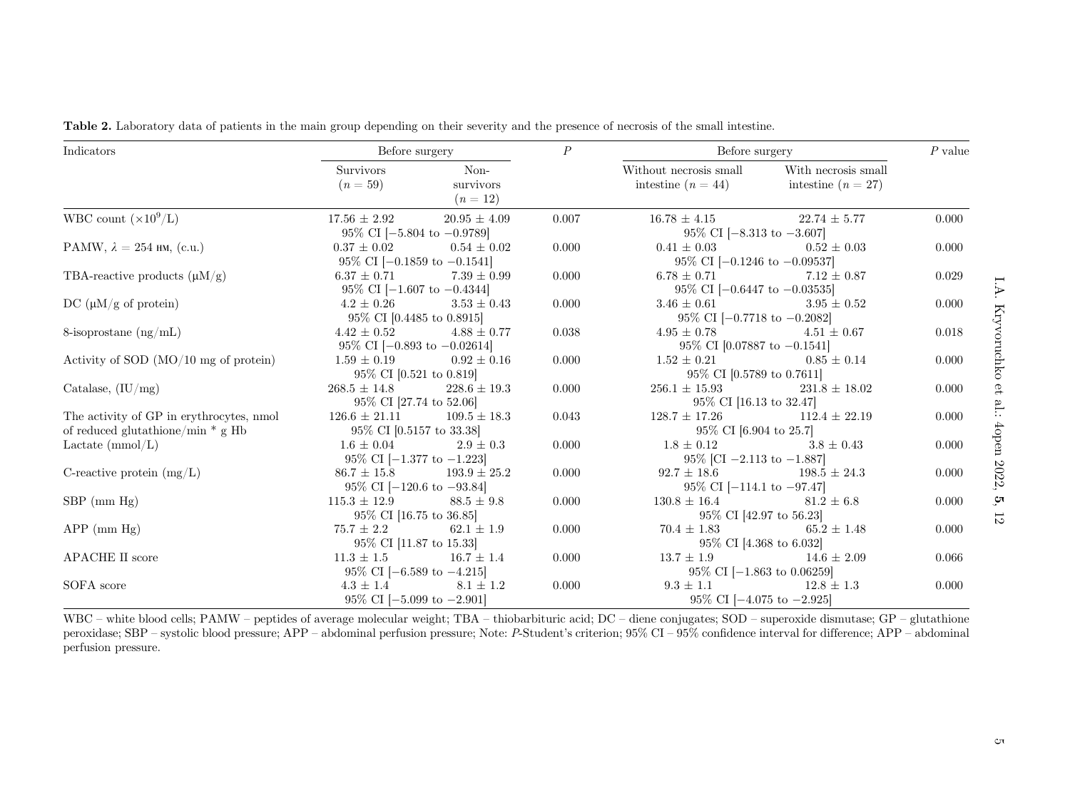**Table 2.** Laboratory data of patients in the main group depending on their severity and the presence of necrosis of the small intestine.

| Indicators | Before surgery | | $P$ | Before surgery | | $P$ value |
|---|---|---|---|---|---|---|
| | Survivors ($n = 59$) | Non-survivors ($n = 12$) | | Without necrosis small intestine ($n = 44$) | With necrosis small intestine ($n = 27$) | |
| WBC count ($\times 10^9$/L) | $17.56 \pm 2.92$ | $20.95 \pm 4.09$ | 0.007 | $16.78 \pm 4.15$ | $22.74 \pm 5.77$ | 0.000 |
| | 95% CI [−5.804 to −0.9789] | | | 95% CI [−8.313 to −3.607] | | |
| PAMW, $\lambda = 254$ нм, (c.u.) | $0.37 \pm 0.02$ | $0.54 \pm 0.02$ | 0.000 | $0.41 \pm 0.03$ | $0.52 \pm 0.03$ | 0.000 |
| | 95% CI [−0.1859 to −0.1541] | | | 95% CI [−0.1246 to −0.09537] | | |
| TBA-reactive products (μM/g) | $6.37 \pm 0.71$ | $7.39 \pm 0.99$ | 0.000 | $6.78 \pm 0.71$ | $7.12 \pm 0.87$ | 0.029 |
| | 95% CI [−1.607 to −0.4344] | | | 95% CI [−0.6447 to −0.03535] | | |
| DC (μM/g of protein) | $4.2 \pm 0.26$ | $3.53 \pm 0.43$ | 0.000 | $3.46 \pm 0.61$ | $3.95 \pm 0.52$ | 0.000 |
| | 95% CI [0.4485 to 0.8915] | | | 95% CI [−0.7718 to −0.2082] | | |
| 8-isoprostane (ng/mL) | $4.42 \pm 0.52$ | $4.88 \pm 0.77$ | 0.038 | $4.95 \pm 0.78$ | $4.51 \pm 0.67$ | 0.018 |
| | 95% CI [−0.893 to −0.02614] | | | 95% CI [0.07887 to −0.1541] | | |
| Activity of SOD (MO/10 mg of protein) | $1.59 \pm 0.19$ | $0.92 \pm 0.16$ | 0.000 | $1.52 \pm 0.21$ | $0.85 \pm 0.14$ | 0.000 |
| | 95% CI [0.521 to 0.819] | | | 95% CI [0.5789 to 0.7611] | | |
| Catalase, (IU/mg) | $268.5 \pm 14.8$ | $228.6 \pm 19.3$ | 0.000 | $256.1 \pm 15.93$ | $231.8 \pm 18.02$ | 0.000 |
| | 95% CI [27.74 to 52.06] | | | 95% CI [16.13 to 32.47] | | |
| The activity of GP in erythrocytes, nmol of reduced glutathione/min * g Hb | $126.6 \pm 21.11$ | $109.5 \pm 18.3$ | 0.043 | $128.7 \pm 17.26$ | $112.4 \pm 22.19$ | 0.000 |
| | 95% CI [0.5157 to 33.38] | | | 95% CI [6.904 to 25.7] | | |
| Lactate (mmol/L) | $1.6 \pm 0.04$ | $2.9 \pm 0.3$ | 0.000 | $1.8 \pm 0.12$ | $3.8 \pm 0.43$ | 0.000 |
| | 95% CI [−1.377 to −1.223] | | | 95% [CI −2.113 to −1.887] | | |
| C-reactive protein (mg/L) | $86.7 \pm 15.8$ | $193.9 \pm 25.2$ | 0.000 | $92.7 \pm 18.6$ | $198.5 \pm 24.3$ | 0.000 |
| | 95% CI [−120.6 to −93.84] | | | 95% CI [−114.1 to −97.47] | | |
| SBP (mm Hg) | $115.3 \pm 12.9$ | $88.5 \pm 9.8$ | 0.000 | $130.8 \pm 16.4$ | $81.2 \pm 6.8$ | 0.000 |
| | 95% CI [16.75 to 36.85] | | | 95% CI [42.97 to 56.23] | | |
| APP (mm Hg) | $75.7 \pm 2.2$ | $62.1 \pm 1.9$ | 0.000 | $70.4 \pm 1.83$ | $65.2 \pm 1.48$ | 0.000 |
| | 95% CI [11.87 to 15.33] | | | 95% CI [4.368 to 6.032] | | |
| APACHE II score | $11.3 \pm 1.5$ | $16.7 \pm 1.4$ | 0.000 | $13.7 \pm 1.9$ | $14.6 \pm 2.09$ | 0.066 |
| | 95% CI [−6.589 to −4.215] | | | 95% CI [−1.863 to 0.06259] | | |
| SOFA score | $4.3 \pm 1.4$ | $8.1 \pm 1.2$ | 0.000 | $9.3 \pm 1.1$ | $12.8 \pm 1.3$ | 0.000 |
| | 95% CI [−5.099 to −2.901] | | | 95% CI [−4.075 to −2.925] | | |

WBC – white blood cells; PAMW – peptides of average molecular weight; TBA – thiobarbituric acid; DC – diene conjugates; SOD – superoxide dismutase; GP – glutathione peroxidase; SBP – systolic blood pressure; APP – abdominal perfusion pressure; Note: *P*-Student's criterion; 95% CI – 95% confidence interval for difference; APP – abdominal perfusion pressure.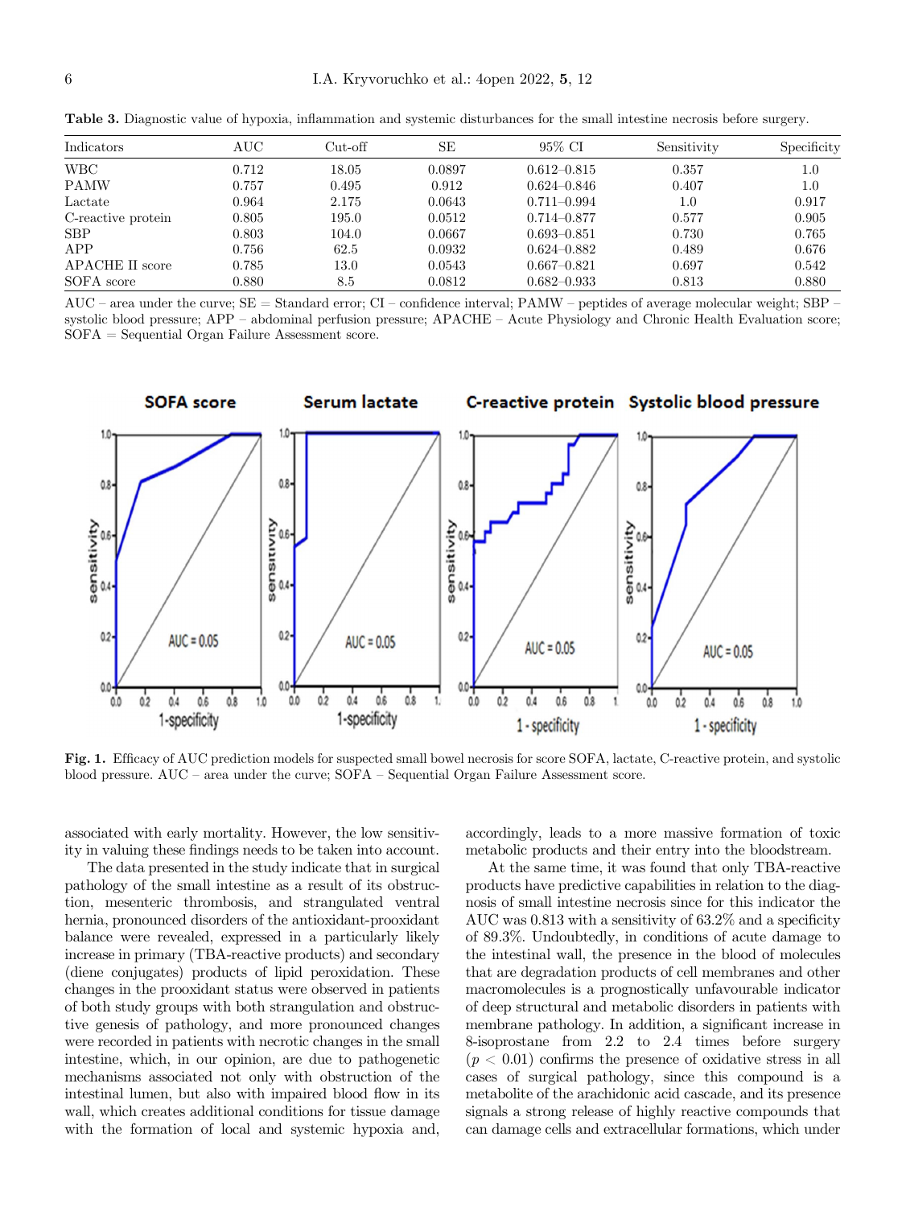**Table 3.** Diagnostic value of hypoxia, inflammation and systemic disturbances for the small intestine necrosis before surgery.

| Indicators | AUC | Cut-off | SE | 95% CI | Sensitivity | Specificity |
|---|---|---|---|---|---|---|
| WBC | 0.712 | 18.05 | 0.0897 | 0.612–0.815 | 0.357 | 1.0 |
| PAMW | 0.757 | 0.495 | 0.912 | 0.624–0.846 | 0.407 | 1.0 |
| Lactate | 0.964 | 2.175 | 0.0643 | 0.711–0.994 | 1.0 | 0.917 |
| C-reactive protein | 0.805 | 195.0 | 0.0512 | 0.714–0.877 | 0.577 | 0.905 |
| SBP | 0.803 | 104.0 | 0.0667 | 0.693–0.851 | 0.730 | 0.765 |
| APP | 0.756 | 62.5 | 0.0932 | 0.624–0.882 | 0.489 | 0.676 |
| APACHE II score | 0.785 | 13.0 | 0.0543 | 0.667–0.821 | 0.697 | 0.542 |
| SOFA score | 0.880 | 8.5 | 0.0812 | 0.682–0.933 | 0.813 | 0.880 |

AUC – area under the curve; SE = Standard error; CI – confidence interval; PAMW – peptides of average molecular weight; SBP – systolic blood pressure; APP – abdominal perfusion pressure; APACHE – Acute Physiology and Chronic Health Evaluation score; SOFA = Sequential Organ Failure Assessment score.

**Fig. 1.** Efficacy of AUC prediction models for suspected small bowel necrosis for score SOFA, lactate, C-reactive protein, and systolic blood pressure. AUC – area under the curve; SOFA – Sequential Organ Failure Assessment score.

associated with early mortality. However, the low sensitivity in valuing these findings needs to be taken into account.

The data presented in the study indicate that in surgical pathology of the small intestine as a result of its obstruction, mesenteric thrombosis, and strangulated ventral hernia, pronounced disorders of the antioxidant-prooxidant balance were revealed, expressed in a particularly likely increase in primary (TBA-reactive products) and secondary (diene conjugates) products of lipid peroxidation. These changes in the prooxidant status were observed in patients of both study groups with both strangulation and obstructive genesis of pathology, and more pronounced changes were recorded in patients with necrotic changes in the small intestine, which, in our opinion, are due to pathogenetic mechanisms associated not only with obstruction of the intestinal lumen, but also with impaired blood flow in its wall, which creates additional conditions for tissue damage with the formation of local and systemic hypoxia and, accordingly, leads to a more massive formation of toxic metabolic products and their entry into the bloodstream.

At the same time, it was found that only TBA-reactive products have predictive capabilities in relation to the diagnosis of small intestine necrosis since for this indicator the AUC was 0.813 with a sensitivity of 63.2% and a specificity of 89.3%. Undoubtedly, in conditions of acute damage to the intestinal wall, the presence in the blood of molecules that are degradation products of cell membranes and other macromolecules is a prognostically unfavourable indicator of deep structural and metabolic disorders in patients with membrane pathology. In addition, a significant increase in 8-isoprostane from 2.2 to 2.4 times before surgery ($p < 0.01$) confirms the presence of oxidative stress in all cases of surgical pathology, since this compound is a metabolite of the arachidonic acid cascade, and its presence signals a strong release of highly reactive compounds that can damage cells and extracellular formations, which under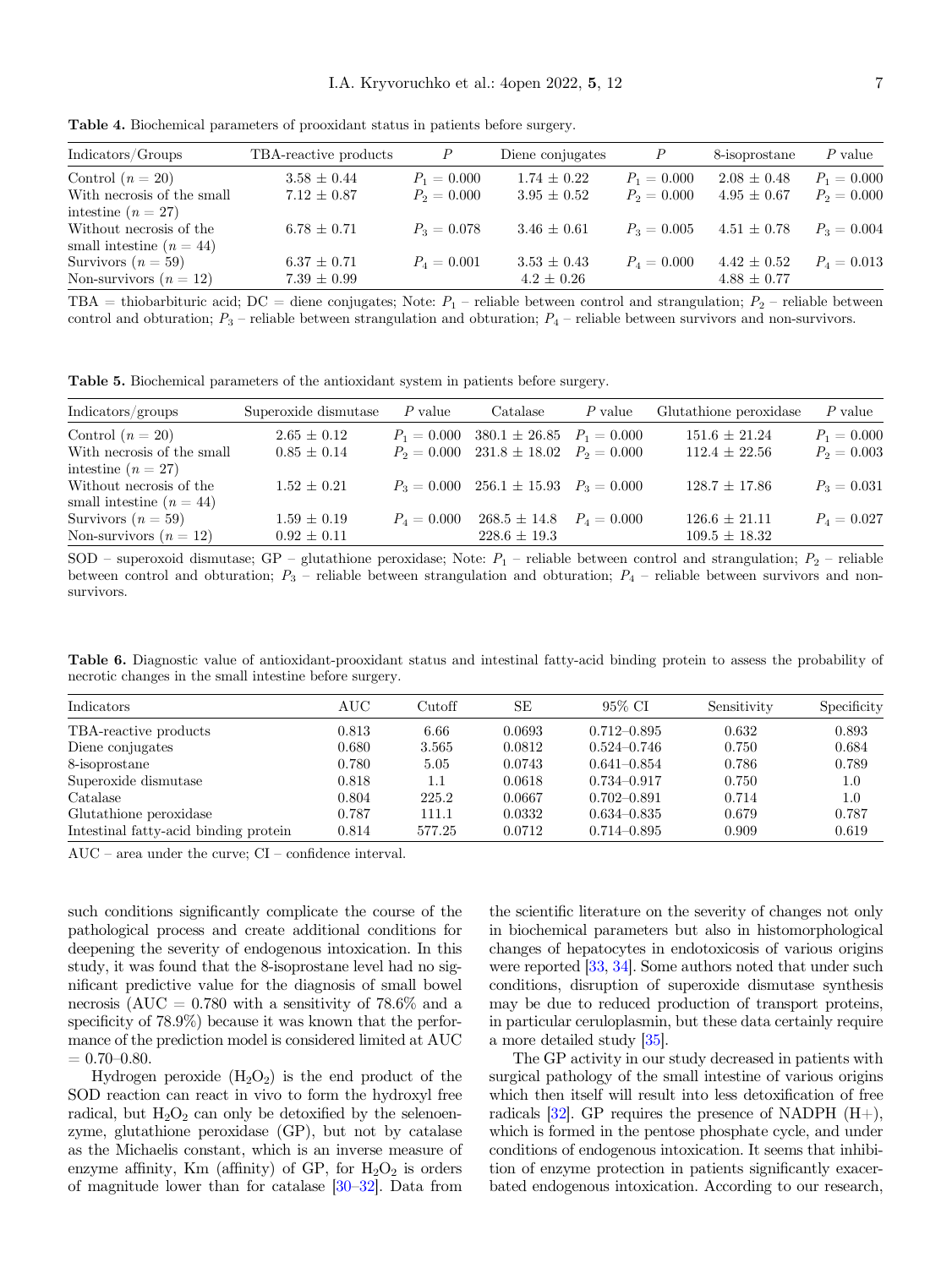**Table 4.** Biochemical parameters of prooxidant status in patients before surgery.

| Indicators/Groups | TBA-reactive products | $P$ | Diene conjugates | $P$ | 8-isoprostane | $P$ value |
|---|---|---|---|---|---|---|
| Control ($n = 20$) | 3.58 ± 0.44 | $P_1 = 0.000$ | 1.74 ± 0.22 | $P_1 = 0.000$ | 2.08 ± 0.48 | $P_1 = 0.000$ |
| With necrosis of the small intestine ($n = 27$) | 7.12 ± 0.87 | $P_2 = 0.000$ | 3.95 ± 0.52 | $P_2 = 0.000$ | 4.95 ± 0.67 | $P_2 = 0.000$ |
| Without necrosis of the small intestine ($n = 44$) | 6.78 ± 0.71 | $P_3 = 0.078$ | 3.46 ± 0.61 | $P_3 = 0.005$ | 4.51 ± 0.78 | $P_3 = 0.004$ |
| Survivors ($n = 59$) | 6.37 ± 0.71 | $P_4 = 0.001$ | 3.53 ± 0.43 | $P_4 = 0.000$ | 4.42 ± 0.52 | $P_4 = 0.013$ |
| Non-survivors ($n = 12$) | 7.39 ± 0.99 | | 4.2 ± 0.26 | | 4.88 ± 0.77 | |

TBA = thiobarbituric acid; DC = diene conjugates; Note: $P_1$ – reliable between control and strangulation; $P_2$ – reliable between control and obturation; $P_3$ – reliable between strangulation and obturation; $P_4$ – reliable between survivors and non-survivors.

**Table 5.** Biochemical parameters of the antioxidant system in patients before surgery.

| Indicators/groups | Superoxide dismutase | $P$ value | Catalase | $P$ value | Glutathione peroxidase | $P$ value |
|---|---|---|---|---|---|---|
| Control ($n = 20$) | 2.65 ± 0.12 | $P_1 = 0.000$ | 380.1 ± 26.85 | $P_1 = 0.000$ | 151.6 ± 21.24 | $P_1 = 0.000$ |
| With necrosis of the small intestine ($n = 27$) | 0.85 ± 0.14 | $P_2 = 0.000$ | 231.8 ± 18.02 | $P_2 = 0.000$ | 112.4 ± 22.56 | $P_2 = 0.003$ |
| Without necrosis of the small intestine ($n = 44$) | 1.52 ± 0.21 | $P_3 = 0.000$ | 256.1 ± 15.93 | $P_3 = 0.000$ | 128.7 ± 17.86 | $P_3 = 0.031$ |
| Survivors ($n = 59$) | 1.59 ± 0.19 | $P_4 = 0.000$ | 268.5 ± 14.8 | $P_4 = 0.000$ | 126.6 ± 21.11 | $P_4 = 0.027$ |
| Non-survivors ($n = 12$) | 0.92 ± 0.11 | | 228.6 ± 19.3 | | 109.5 ± 18.32 | |

SOD – superoxoid dismutase; GP – glutathione peroxidase; Note: $P_1$ – reliable between control and strangulation; $P_2$ – reliable between control and obturation; $P_3$ – reliable between strangulation and obturation; $P_4$ – reliable between survivors and non-survivors.

**Table 6.** Diagnostic value of antioxidant-prooxidant status and intestinal fatty-acid binding protein to assess the probability of necrotic changes in the small intestine before surgery.

| Indicators | AUC | Cutoff | SE | 95% CI | Sensitivity | Specificity |
|---|---|---|---|---|---|---|
| TBA-reactive products | 0.813 | 6.66 | 0.0693 | 0.712–0.895 | 0.632 | 0.893 |
| Diene conjugates | 0.680 | 3.565 | 0.0812 | 0.524–0.746 | 0.750 | 0.684 |
| 8-isoprostane | 0.780 | 5.05 | 0.0743 | 0.641–0.854 | 0.786 | 0.789 |
| Superoxide dismutase | 0.818 | 1.1 | 0.0618 | 0.734–0.917 | 0.750 | 1.0 |
| Catalase | 0.804 | 225.2 | 0.0667 | 0.702–0.891 | 0.714 | 1.0 |
| Glutathione peroxidase | 0.787 | 111.1 | 0.0332 | 0.634–0.835 | 0.679 | 0.787 |
| Intestinal fatty-acid binding protein | 0.814 | 577.25 | 0.0712 | 0.714–0.895 | 0.909 | 0.619 |

AUC – area under the curve; CI – confidence interval.

such conditions significantly complicate the course of the pathological process and create additional conditions for deepening the severity of endogenous intoxication. In this study, it was found that the 8-isoprostane level had no significant predictive value for the diagnosis of small bowel necrosis (AUC = 0.780 with a sensitivity of 78.6% and a specificity of 78.9%) because it was known that the performance of the prediction model is considered limited at AUC = 0.70–0.80.

Hydrogen peroxide ($H_2O_2$) is the end product of the SOD reaction can react in vivo to form the hydroxyl free radical, but $H_2O_2$ can only be detoxified by the selenoenzyme, glutathione peroxidase (GP), but not by catalase as the Michaelis constant, which is an inverse measure of enzyme affinity, Km (affinity) of GP, for $H_2O_2$ is orders of magnitude lower than for catalase [30–32]. Data from the scientific literature on the severity of changes not only in biochemical parameters but also in histomorphological changes of hepatocytes in endotoxicosis of various origins were reported [33, 34]. Some authors noted that under such conditions, disruption of superoxide dismutase synthesis may be due to reduced production of transport proteins, in particular ceruloplasmin, but these data certainly require a more detailed study [35].

The GP activity in our study decreased in patients with surgical pathology of the small intestine of various origins which then itself will result into less detoxification of free radicals [32]. GP requires the presence of NADPH (H+), which is formed in the pentose phosphate cycle, and under conditions of endogenous intoxication. It seems that inhibition of enzyme protection in patients significantly exacerbated endogenous intoxication. According to our research,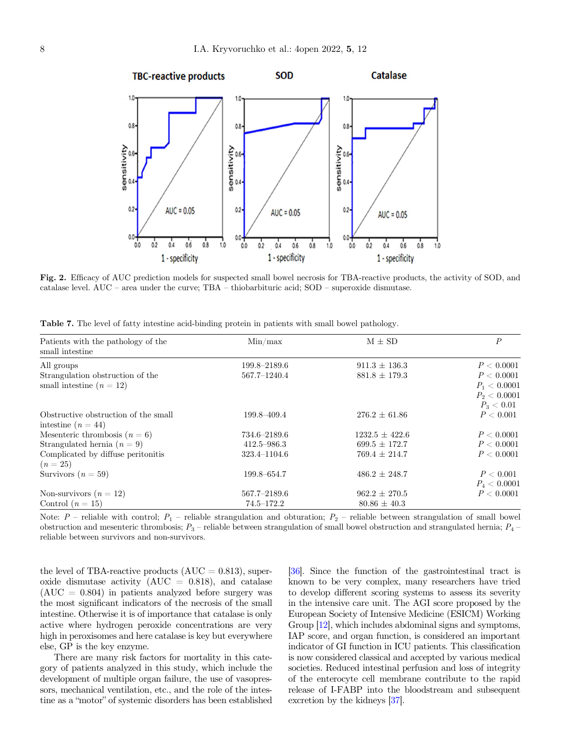**Fig. 2.** Efficacy of AUC prediction models for suspected small bowel necrosis for TBA-reactive products, the activity of SOD, and catalase level. AUC – area under the curve; TBA – thiobarbituric acid; SOD – superoxide dismutase.

**Table 7.** The level of fatty intestine acid-binding protein in patients with small bowel pathology.

| Patients with the pathology of the small intestine | Min/max | M ± SD | $P$ |
|---|---|---|---|
| All groups | 199.8–2189.6 | 911.3 ± 136.3 | $P < 0.0001$ |
| Strangulation obstruction of the small intestine ($n = 12$) | 567.7–1240.4 | 881.8 ± 179.3 | $P < 0.0001$<br>$P_1 < 0.0001$<br>$P_2 < 0.0001$<br>$P_3 < 0.01$ |
| Obstructive obstruction of the small intestine ($n = 44$) | 199.8–409.4 | 276.2 ± 61.86 | $P < 0.001$ |
| Mesenteric thrombosis ($n = 6$) | 734.6–2189.6 | 1232.5 ± 422.6 | $P < 0.0001$ |
| Strangulated hernia ($n = 9$) | 412.5–986.3 | 699.5 ± 172.7 | $P < 0.0001$ |
| Complicated by diffuse peritonitis ($n = 25$) | 323.4–1104.6 | 769.4 ± 214.7 | $P < 0.0001$ |
| Survivors ($n = 59$) | 199.8–654.7 | 486.2 ± 248.7 | $P < 0.001$<br>$P_4 < 0.0001$ |
| Non-survivors ($n = 12$) | 567.7–2189.6 | 962.2 ± 270.5 | $P < 0.0001$ |
| Control ($n = 15$) | 74.5–172.2 | 80.86 ± 40.3 | |

Note: $P$ – reliable with control; $P_1$ – reliable strangulation and obturation; $P_2$ – reliable between strangulation of small bowel obstruction and mesenteric thrombosis; $P_3$ – reliable between strangulation of small bowel obstruction and strangulated hernia; $P_4$ – reliable between survivors and non-survivors.

the level of TBA-reactive products (AUC = 0.813), superoxide dismutase activity (AUC = 0.818), and catalase (AUC = 0.804) in patients analyzed before surgery was the most significant indicators of the necrosis of the small intestine. Otherwise it is of importance that catalase is only active where hydrogen peroxide concentrations are very high in peroxisomes and here catalase is key but everywhere else, GP is the key enzyme.

There are many risk factors for mortality in this category of patients analyzed in this study, which include the development of multiple organ failure, the use of vasopressors, mechanical ventilation, etc., and the role of the intestine as a "motor" of systemic disorders has been established [36]. Since the function of the gastrointestinal tract is known to be very complex, many researchers have tried to develop different scoring systems to assess its severity in the intensive care unit. The AGI score proposed by the European Society of Intensive Medicine (ESICM) Working Group [12], which includes abdominal signs and symptoms, IAP score, and organ function, is considered an important indicator of GI function in ICU patients. This classification is now considered classical and accepted by various medical societies. Reduced intestinal perfusion and loss of integrity of the enterocyte cell membrane contribute to the rapid release of I-FABP into the bloodstream and subsequent excretion by the kidneys [37].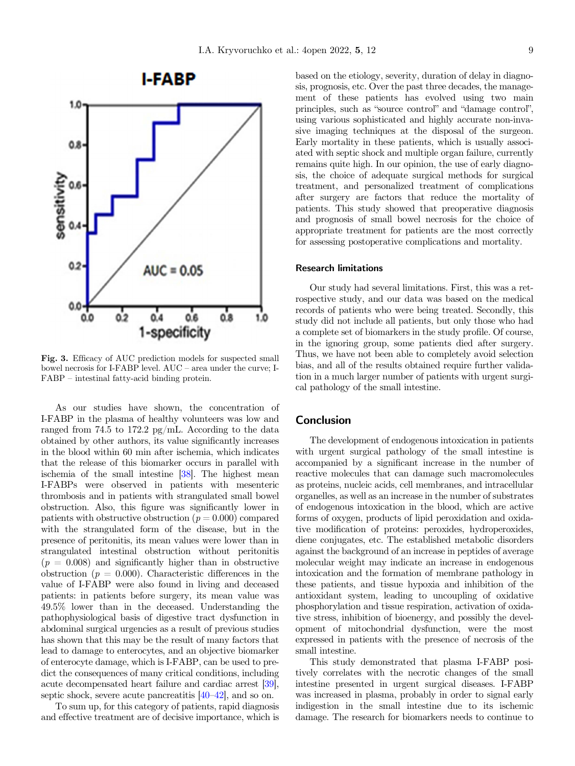**Fig. 3.** Efficacy of AUC prediction models for suspected small bowel necrosis for I-FABP level. AUC – area under the curve; I-FABP – intestinal fatty-acid binding protein.

As our studies have shown, the concentration of I-FABP in the plasma of healthy volunteers was low and ranged from 74.5 to 172.2 pg/mL. According to the data obtained by other authors, its value significantly increases in the blood within 60 min after ischemia, which indicates that the release of this biomarker occurs in parallel with ischemia of the small intestine [38]. The highest mean I-FABPs were observed in patients with mesenteric thrombosis and in patients with strangulated small bowel obstruction. Also, this figure was significantly lower in patients with obstructive obstruction ($p = 0.000$) compared with the strangulated form of the disease, but in the presence of peritonitis, its mean values were lower than in strangulated intestinal obstruction without peritonitis ($p = 0.008$) and significantly higher than in obstructive obstruction ($p = 0.000$). Characteristic differences in the value of I-FABP were also found in living and deceased patients: in patients before surgery, its mean value was 49.5% lower than in the deceased. Understanding the pathophysiological basis of digestive tract dysfunction in abdominal surgical urgencies as a result of previous studies has shown that this may be the result of many factors that lead to damage to enterocytes, and an objective biomarker of enterocyte damage, which is I-FABP, can be used to predict the consequences of many critical conditions, including acute decompensated heart failure and cardiac arrest [39], septic shock, severe acute pancreatitis [40–42], and so on.

To sum up, for this category of patients, rapid diagnosis and effective treatment are of decisive importance, which is based on the etiology, severity, duration of delay in diagnosis, prognosis, etc. Over the past three decades, the management of these patients has evolved using two main principles, such as "source control" and "damage control", using various sophisticated and highly accurate non-invasive imaging techniques at the disposal of the surgeon. Early mortality in these patients, which is usually associated with septic shock and multiple organ failure, currently remains quite high. In our opinion, the use of early diagnosis, the choice of adequate surgical methods for surgical treatment, and personalized treatment of complications after surgery are factors that reduce the mortality of patients. This study showed that preoperative diagnosis and prognosis of small bowel necrosis for the choice of appropriate treatment for patients are the most correctly for assessing postoperative complications and mortality.

### Research limitations

Our study had several limitations. First, this was a retrospective study, and our data was based on the medical records of patients who were being treated. Secondly, this study did not include all patients, but only those who had a complete set of biomarkers in the study profile. Of course, in the ignoring group, some patients died after surgery. Thus, we have not been able to completely avoid selection bias, and all of the results obtained require further validation in a much larger number of patients with urgent surgical pathology of the small intestine.

## Conclusion

The development of endogenous intoxication in patients with urgent surgical pathology of the small intestine is accompanied by a significant increase in the number of reactive molecules that can damage such macromolecules as proteins, nucleic acids, cell membranes, and intracellular organelles, as well as an increase in the number of substrates of endogenous intoxication in the blood, which are active forms of oxygen, products of lipid peroxidation and oxidative modification of proteins: peroxides, hydroperoxides, diene conjugates, etc. The established metabolic disorders against the background of an increase in peptides of average molecular weight may indicate an increase in endogenous intoxication and the formation of membrane pathology in these patients, and tissue hypoxia and inhibition of the antioxidant system, leading to uncoupling of oxidative phosphorylation and tissue respiration, activation of oxidative stress, inhibition of bioenergy, and possibly the development of mitochondrial dysfunction, were the most expressed in patients with the presence of necrosis of the small intestine.

This study demonstrated that plasma I-FABP positively correlates with the necrotic changes of the small intestine presented in urgent surgical diseases. I-FABP was increased in plasma, probably in order to signal early indigestion in the small intestine due to its ischemic damage. The research for biomarkers needs to continue to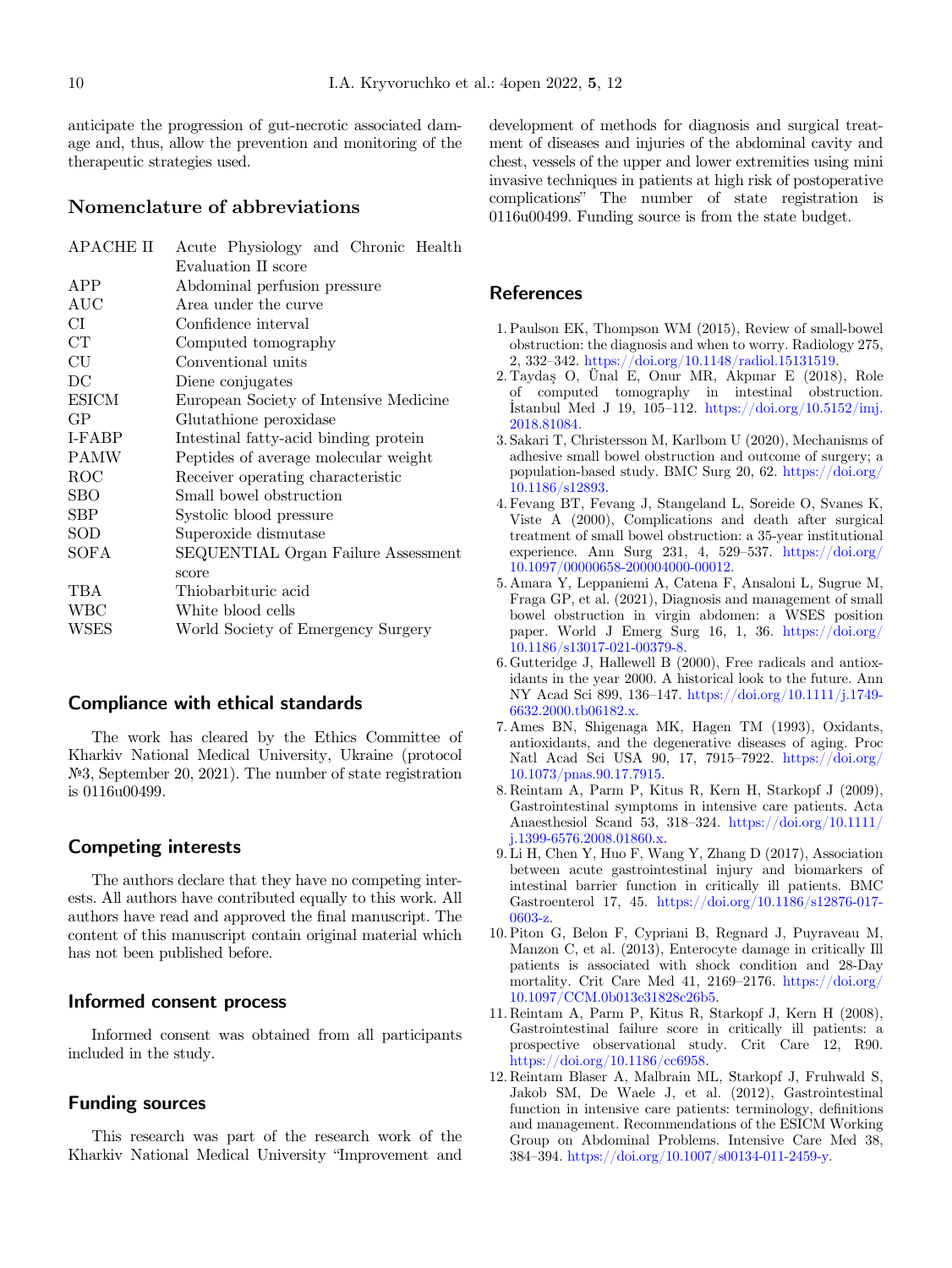anticipate the progression of gut-necrotic associated damage and, thus, allow the prevention and monitoring of the therapeutic strategies used.

## Nomenclature of abbreviations

| | |
|---|---|
| APACHE II | Acute Physiology and Chronic Health Evaluation II score |
| APP | Abdominal perfusion pressure |
| AUC | Area under the curve |
| CI | Confidence interval |
| CT | Computed tomography |
| CU | Conventional units |
| DC | Diene conjugates |
| ESICM | European Society of Intensive Medicine |
| GP | Glutathione peroxidase |
| I-FABP | Intestinal fatty-acid binding protein |
| PAMW | Peptides of average molecular weight |
| ROC | Receiver operating characteristic |
| SBO | Small bowel obstruction |
| SBP | Systolic blood pressure |
| SOD | Superoxide dismutase |
| SOFA | SEQUENTIAL Organ Failure Assessment score |
| TBA | Thiobarbituric acid |
| WBC | White blood cells |
| WSES | World Society of Emergency Surgery |

## Compliance with ethical standards

The work has cleared by the Ethics Committee of Kharkiv National Medical University, Ukraine (protocol №3, September 20, 2021). The number of state registration is 0116u00499.

## Competing interests

The authors declare that they have no competing interests. All authors have contributed equally to this work. All authors have read and approved the final manuscript. The content of this manuscript contain original material which has not been published before.

## Informed consent process

Informed consent was obtained from all participants included in the study.

## Funding sources

This research was part of the research work of the Kharkiv National Medical University "Improvement and development of methods for diagnosis and surgical treatment of diseases and injuries of the abdominal cavity and chest, vessels of the upper and lower extremities using mini invasive techniques in patients at high risk of postoperative complications" The number of state registration is 0116u00499. Funding source is from the state budget.

## References

1. Paulson EK, Thompson WM (2015), Review of small-bowel obstruction: the diagnosis and when to worry. Radiology 275, 2, 332–342. https://doi.org/10.1148/radiol.15131519.
2. Taydaş O, Ünal E, Onur MR, Akpınar E (2018), Role of computed tomography in intestinal obstruction. İstanbul Med J 19, 105–112. https://doi.org/10.5152/imj.2018.81084.
3. Sakari T, Christersson M, Karlbom U (2020), Mechanisms of adhesive small bowel obstruction and outcome of surgery; a population-based study. BMC Surg 20, 62. https://doi.org/10.1186/s12893.
4. Fevang BT, Fevang J, Stangeland L, Soreide O, Svanes K, Viste A (2000), Complications and death after surgical treatment of small bowel obstruction: a 35-year institutional experience. Ann Surg 231, 4, 529–537. https://doi.org/10.1097/00000658-200004000-00012.
5. Amara Y, Leppaniemi A, Catena F, Ansaloni L, Sugrue M, Fraga GP, et al. (2021), Diagnosis and management of small bowel obstruction in virgin abdomen: a WSES position paper. World J Emerg Surg 16, 1, 36. https://doi.org/10.1186/s13017-021-00379-8.
6. Gutteridge J, Hallewell B (2000), Free radicals and antioxidants in the year 2000. A historical look to the future. Ann NY Acad Sci 899, 136–147. https://doi.org/10.1111/j.1749-6632.2000.tb06182.x.
7. Ames BN, Shigenaga MK, Hagen TM (1993), Oxidants, antioxidants, and the degenerative diseases of aging. Proc Natl Acad Sci USA 90, 17, 7915–7922. https://doi.org/10.1073/pnas.90.17.7915.
8. Reintam A, Parm P, Kitus R, Kern H, Starkopf J (2009), Gastrointestinal symptoms in intensive care patients. Acta Anaesthesiol Scand 53, 318–324. https://doi.org/10.1111/j.1399-6576.2008.01860.x.
9. Li H, Chen Y, Huo F, Wang Y, Zhang D (2017), Association between acute gastrointestinal injury and biomarkers of intestinal barrier function in critically ill patients. BMC Gastroenterol 17, 45. https://doi.org/10.1186/s12876-017-0603-z.
10. Piton G, Belon F, Cypriani B, Regnard J, Puyraveau M, Manzon C, et al. (2013), Enterocyte damage in critically Ill patients is associated with shock condition and 28-Day mortality. Crit Care Med 41, 2169–2176. https://doi.org/10.1097/CCM.0b013e31828c26b5.
11. Reintam A, Parm P, Kitus R, Starkopf J, Kern H (2008), Gastrointestinal failure score in critically ill patients: a prospective observational study. Crit Care 12, R90. https://doi.org/10.1186/cc6958.
12. Reintam Blaser A, Malbrain ML, Starkopf J, Fruhwald S, Jakob SM, De Waele J, et al. (2012), Gastrointestinal function in intensive care patients: terminology, definitions and management. Recommendations of the ESICM Working Group on Abdominal Problems. Intensive Care Med 38, 384–394. https://doi.org/10.1007/s00134-011-2459-y.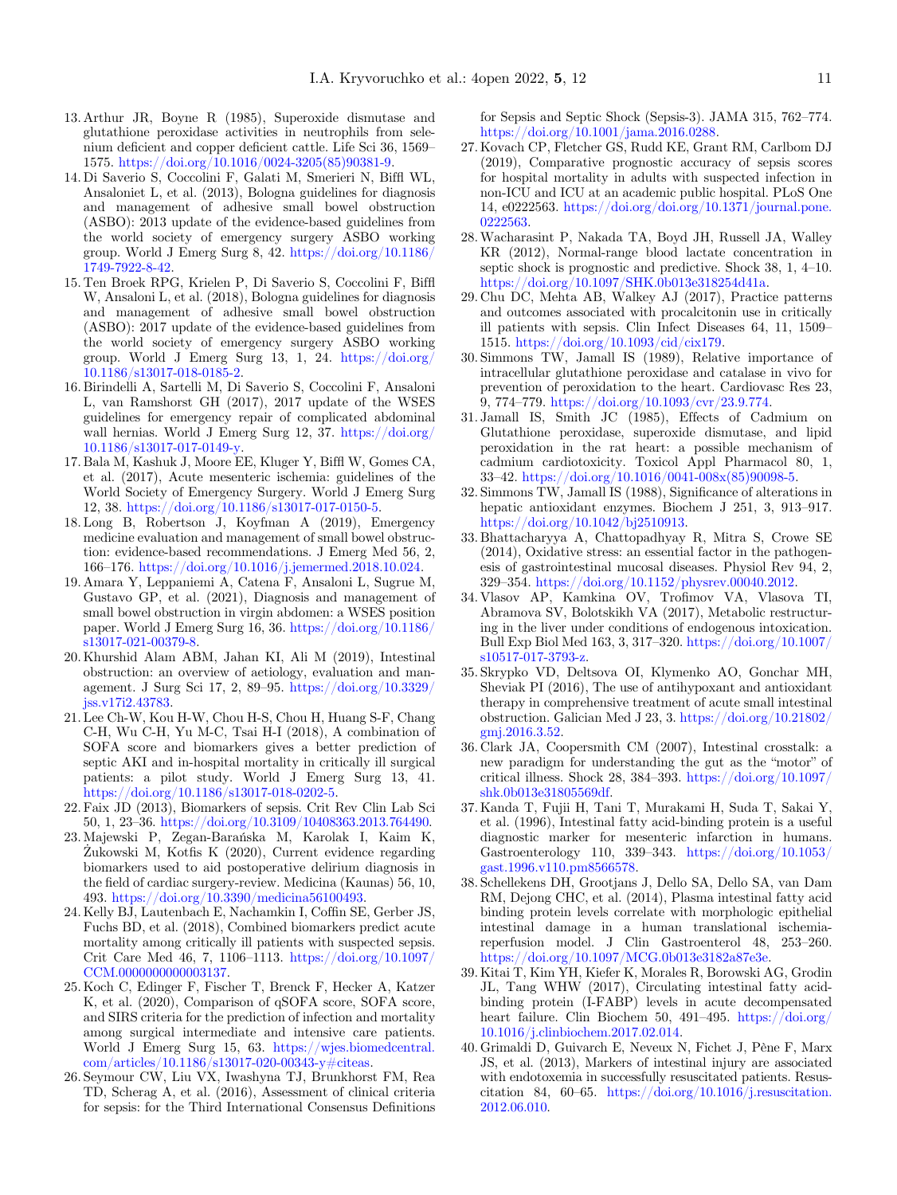13. Arthur JR, Boyne R (1985), Superoxide dismutase and glutathione peroxidase activities in neutrophils from selenium deficient and copper deficient cattle. Life Sci 36, 1569–1575. https://doi.org/10.1016/0024-3205(85)90381-9.
14. Di Saverio S, Coccolini F, Galati M, Smerieri N, Biffl WL, Ansaloniet L, et al. (2013), Bologna guidelines for diagnosis and management of adhesive small bowel obstruction (ASBO): 2013 update of the evidence-based guidelines from the world society of emergency surgery ASBO working group. World J Emerg Surg 8, 42. https://doi.org/10.1186/1749-7922-8-42.
15. Ten Broek RPG, Krielen P, Di Saverio S, Coccolini F, Biffl W, Ansaloni L, et al. (2018), Bologna guidelines for diagnosis and management of adhesive small bowel obstruction (ASBO): 2017 update of the evidence-based guidelines from the world society of emergency surgery ASBO working group. World J Emerg Surg 13, 1, 24. https://doi.org/10.1186/s13017-018-0185-2.
16. Birindelli A, Sartelli M, Di Saverio S, Coccolini F, Ansaloni L, van Ramshorst GH (2017), 2017 update of the WSES guidelines for emergency repair of complicated abdominal wall hernias. World J Emerg Surg 12, 37. https://doi.org/10.1186/s13017-017-0149-y.
17. Bala M, Kashuk J, Moore EE, Kluger Y, Biffl W, Gomes CA, et al. (2017), Acute mesenteric ischemia: guidelines of the World Society of Emergency Surgery. World J Emerg Surg 12, 38. https://doi.org/10.1186/s13017-017-0150-5.
18. Long B, Robertson J, Koyfman A (2019), Emergency medicine evaluation and management of small bowel obstruction: evidence-based recommendations. J Emerg Med 56, 2, 166–176. https://doi.org/10.1016/j.jemermed.2018.10.024.
19. Amara Y, Leppaniemi A, Catena F, Ansaloni L, Sugrue M, Gustavo GP, et al. (2021), Diagnosis and management of small bowel obstruction in virgin abdomen: a WSES position paper. World J Emerg Surg 16, 36. https://doi.org/10.1186/s13017-021-00379-8.
20. Khurshid Alam ABM, Jahan KI, Ali M (2019), Intestinal obstruction: an overview of aetiology, evaluation and management. J Surg Sci 17, 2, 89–95. https://doi.org/10.3329/jss.v17i2.43783.
21. Lee Ch-W, Kou H-W, Chou H-S, Chou H, Huang S-F, Chang C-H, Wu C-H, Yu M-C, Tsai H-I (2018), A combination of SOFA score and biomarkers gives a better prediction of septic AKI and in-hospital mortality in critically ill surgical patients: a pilot study. World J Emerg Surg 13, 41. https://doi.org/10.1186/s13017-018-0202-5.
22. Faix JD (2013), Biomarkers of sepsis. Crit Rev Clin Lab Sci 50, 1, 23–36. https://doi.org/10.3109/10408363.2013.764490.
23. Majewski P, Zegan-Barańska M, Karolak I, Kaim K, Żukowski M, Kotfis K (2020), Current evidence regarding biomarkers used to aid postoperative delirium diagnosis in the field of cardiac surgery-review. Medicina (Kaunas) 56, 10, 493. https://doi.org/10.3390/medicina56100493.
24. Kelly BJ, Lautenbach E, Nachamkin I, Coffin SE, Gerber JS, Fuchs BD, et al. (2018), Combined biomarkers predict acute mortality among critically ill patients with suspected sepsis. Crit Care Med 46, 7, 1106–1113. https://doi.org/10.1097/CCM.0000000000003137.
25. Koch C, Edinger F, Fischer T, Brenck F, Hecker A, Katzer K, et al. (2020), Comparison of qSOFA score, SOFA score, and SIRS criteria for the prediction of infection and mortality among surgical intermediate and intensive care patients. World J Emerg Surg 15, 63. https://wjes.biomedcentral.com/articles/10.1186/s13017-020-00343-y#citeas.
26. Seymour CW, Liu VX, Iwashyna TJ, Brunkhorst FM, Rea TD, Scherag A, et al. (2016), Assessment of clinical criteria for sepsis: for the Third International Consensus Definitions for Sepsis and Septic Shock (Sepsis-3). JAMA 315, 762–774. https://doi.org/10.1001/jama.2016.0288.
27. Kovach CP, Fletcher GS, Rudd KE, Grant RM, Carlbom DJ (2019), Comparative prognostic accuracy of sepsis scores for hospital mortality in adults with suspected infection in non-ICU and ICU at an academic public hospital. PLoS One 14, e0222563. https://doi.org/doi.org/10.1371/journal.pone.0222563.
28. Wacharasint P, Nakada TA, Boyd JH, Russell JA, Walley KR (2012), Normal-range blood lactate concentration in septic shock is prognostic and predictive. Shock 38, 1, 4–10. https://doi.org/10.1097/SHK.0b013e318254d41a.
29. Chu DC, Mehta AB, Walkey AJ (2017), Practice patterns and outcomes associated with procalcitonin use in critically ill patients with sepsis. Clin Infect Diseases 64, 11, 1509–1515. https://doi.org/10.1093/cid/cix179.
30. Simmons TW, Jamall IS (1989), Relative importance of intracellular glutathione peroxidase and catalase in vivo for prevention of peroxidation to the heart. Cardiovasc Res 23, 9, 774–779. https://doi.org/10.1093/cvr/23.9.774.
31. Jamall IS, Smith JC (1985), Effects of Cadmium on Glutathione peroxidase, superoxide dismutase, and lipid peroxidation in the rat heart: a possible mechanism of cadmium cardiotoxicity. Toxicol Appl Pharmacol 80, 1, 33–42. https://doi.org/10.1016/0041-008x(85)90098-5.
32. Simmons TW, Jamall IS (1988), Significance of alterations in hepatic antioxidant enzymes. Biochem J 251, 3, 913–917. https://doi.org/10.1042/bj2510913.
33. Bhattacharyya A, Chattopadhyay R, Mitra S, Crowe SE (2014), Oxidative stress: an essential factor in the pathogenesis of gastrointestinal mucosal diseases. Physiol Rev 94, 2, 329–354. https://doi.org/10.1152/physrev.00040.2012.
34. Vlasov AP, Kamkina OV, Trofimov VA, Vlasova TI, Abramova SV, Bolotskikh VA (2017), Metabolic restructuring in the liver under conditions of endogenous intoxication. Bull Exp Biol Med 163, 3, 317–320. https://doi.org/10.1007/s10517-017-3793-z.
35. Skrypko VD, Deltsova OI, Klymenko AO, Gonchar MH, Sheviak PI (2016), The use of antihypoxant and antioxidant therapy in comprehensive treatment of acute small intestinal obstruction. Galician Med J 23, 3. https://doi.org/10.21802/gmj.2016.3.52.
36. Clark JA, Coopersmith CM (2007), Intestinal crosstalk: a new paradigm for understanding the gut as the "motor" of critical illness. Shock 28, 384–393. https://doi.org/10.1097/shk.0b013e31805569df.
37. Kanda T, Fujii H, Tani T, Murakami H, Suda T, Sakai Y, et al. (1996), Intestinal fatty acid-binding protein is a useful diagnostic marker for mesenteric infarction in humans. Gastroenterology 110, 339–343. https://doi.org/10.1053/gast.1996.v110.pm8566578.
38. Schellekens DH, Grootjans J, Dello SA, Dello SA, van Dam RM, Dejong CHC, et al. (2014), Plasma intestinal fatty acid binding protein levels correlate with morphologic epithelial intestinal damage in a human translational ischemia-reperfusion model. J Clin Gastroenterol 48, 253–260. https://doi.org/10.1097/MCG.0b013e3182a87e3e.
39. Kitai T, Kim YH, Kiefer K, Morales R, Borowski AG, Grodin JL, Tang WHW (2017), Circulating intestinal fatty acid-binding protein (I-FABP) levels in acute decompensated heart failure. Clin Biochem 50, 491–495. https://doi.org/10.1016/j.clinbiochem.2017.02.014.
40. Grimaldi D, Guivarch E, Neveux N, Fichet J, Pène F, Marx JS, et al. (2013), Markers of intestinal injury are associated with endotoxemia in successfully resuscitated patients. Resuscitation 84, 60–65. https://doi.org/10.1016/j.resuscitation.2012.06.010.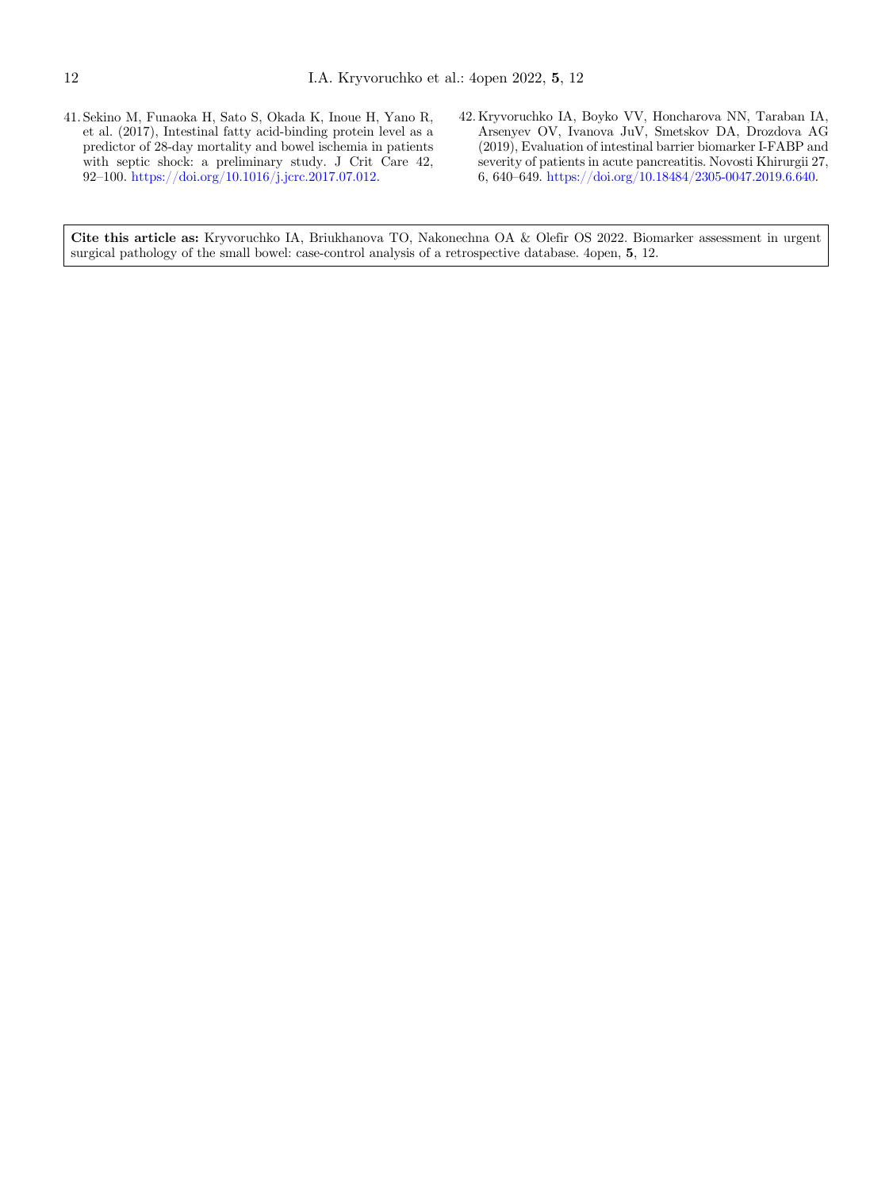41. Sekino M, Funaoka H, Sato S, Okada K, Inoue H, Yano R, et al. (2017), Intestinal fatty acid-binding protein level as a predictor of 28-day mortality and bowel ischemia in patients with septic shock: a preliminary study. J Crit Care 42, 92–100. https://doi.org/10.1016/j.jcrc.2017.07.012.

42. Kryvoruchko IA, Boyko VV, Honcharova NN, Taraban IA, Arsenyev OV, Ivanova JuV, Smetskov DA, Drozdova AG (2019), Evaluation of intestinal barrier biomarker I-FABP and severity of patients in acute pancreatitis. Novosti Khirurgii 27, 6, 640–649. https://doi.org/10.18484/2305-0047.2019.6.640.

**Cite this article as:** Kryvoruchko IA, Briukhanova TO, Nakonechna OA & Olefir OS 2022. Biomarker assessment in urgent surgical pathology of the small bowel: case-control analysis of a retrospective database. 4open, **5**, 12.